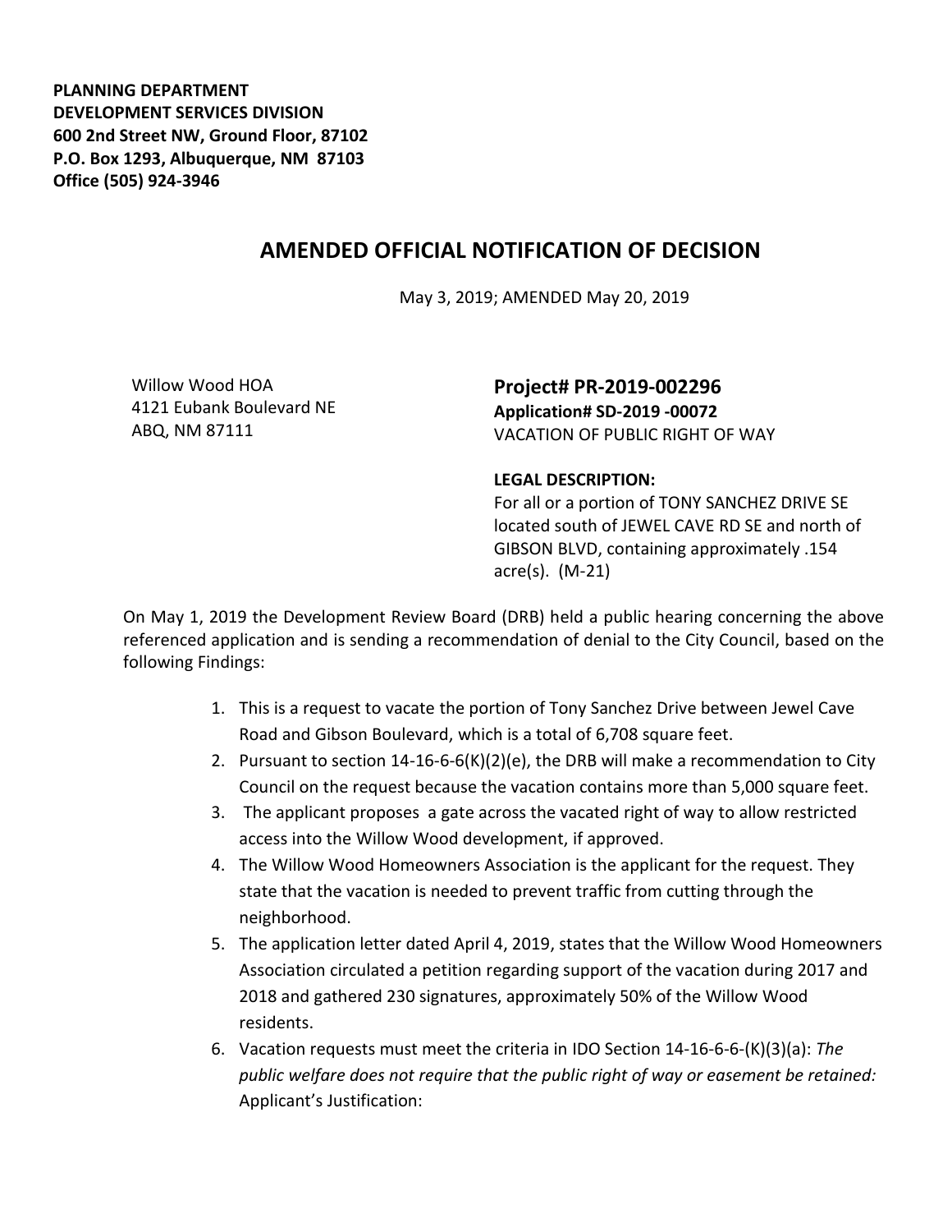**PLANNING DEPARTMENT**
**DEVELOPMENT SERVICES DIVISION**
**600 2nd Street NW, Ground Floor, 87102**
**P.O. Box 1293, Albuquerque, NM 87103**
**Office (505) 924-3946**

# AMENDED OFFICIAL NOTIFICATION OF DECISION

May 3, 2019; AMENDED May 20, 2019

Willow Wood HOA
4121 Eubank Boulevard NE
ABQ, NM 87111

## Project# PR-2019-002296

**Application# SD-2019 -00072**
VACATION OF PUBLIC RIGHT OF WAY

**LEGAL DESCRIPTION:**
For all or a portion of TONY SANCHEZ DRIVE SE located south of JEWEL CAVE RD SE and north of GIBSON BLVD, containing approximately .154 acre(s). (M-21)

On May 1, 2019 the Development Review Board (DRB) held a public hearing concerning the above referenced application and is sending a recommendation of denial to the City Council, based on the following Findings:

1. This is a request to vacate the portion of Tony Sanchez Drive between Jewel Cave Road and Gibson Boulevard, which is a total of 6,708 square feet.
2. Pursuant to section 14-16-6-6(K)(2)(e), the DRB will make a recommendation to City Council on the request because the vacation contains more than 5,000 square feet.
3. The applicant proposes a gate across the vacated right of way to allow restricted access into the Willow Wood development, if approved.
4. The Willow Wood Homeowners Association is the applicant for the request. They state that the vacation is needed to prevent traffic from cutting through the neighborhood.
5. The application letter dated April 4, 2019, states that the Willow Wood Homeowners Association circulated a petition regarding support of the vacation during 2017 and 2018 and gathered 230 signatures, approximately 50% of the Willow Wood residents.
6. Vacation requests must meet the criteria in IDO Section 14-16-6-6-(K)(3)(a): *The public welfare does not require that the public right of way or easement be retained:* Applicant's Justification: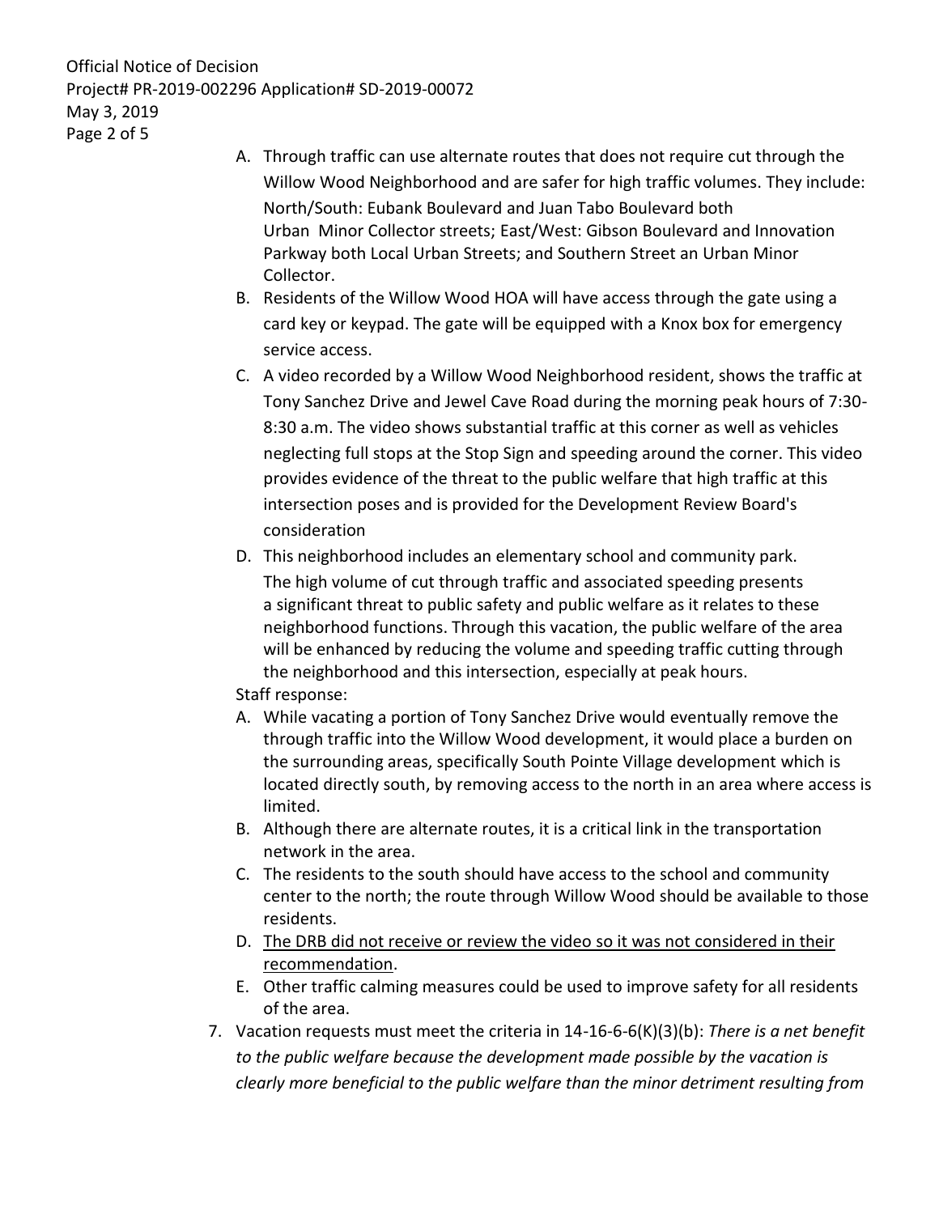A. Through traffic can use alternate routes that does not require cut through the Willow Wood Neighborhood and are safer for high traffic volumes. They include: North/South: Eubank Boulevard and Juan Tabo Boulevard both Urban Minor Collector streets; East/West: Gibson Boulevard and Innovation Parkway both Local Urban Streets; and Southern Street an Urban Minor Collector.
B. Residents of the Willow Wood HOA will have access through the gate using a card key or keypad. The gate will be equipped with a Knox box for emergency service access.
C. A video recorded by a Willow Wood Neighborhood resident, shows the traffic at Tony Sanchez Drive and Jewel Cave Road during the morning peak hours of 7:30-8:30 a.m. The video shows substantial traffic at this corner as well as vehicles neglecting full stops at the Stop Sign and speeding around the corner. This video provides evidence of the threat to the public welfare that high traffic at this intersection poses and is provided for the Development Review Board's consideration
D. This neighborhood includes an elementary school and community park. The high volume of cut through traffic and associated speeding presents a significant threat to public safety and public welfare as it relates to these neighborhood functions. Through this vacation, the public welfare of the area will be enhanced by reducing the volume and speeding traffic cutting through the neighborhood and this intersection, especially at peak hours.

Staff response:

A. While vacating a portion of Tony Sanchez Drive would eventually remove the through traffic into the Willow Wood development, it would place a burden on the surrounding areas, specifically South Pointe Village development which is located directly south, by removing access to the north in an area where access is limited.
B. Although there are alternate routes, it is a critical link in the transportation network in the area.
C. The residents to the south should have access to the school and community center to the north; the route through Willow Wood should be available to those residents.
D. <u>The DRB did not receive or review the video so it was not considered in their recommendation</u>.
E. Other traffic calming measures could be used to improve safety for all residents of the area.

7. Vacation requests must meet the criteria in 14-16-6-6(K)(3)(b): *There is a net benefit to the public welfare because the development made possible by the vacation is clearly more beneficial to the public welfare than the minor detriment resulting from*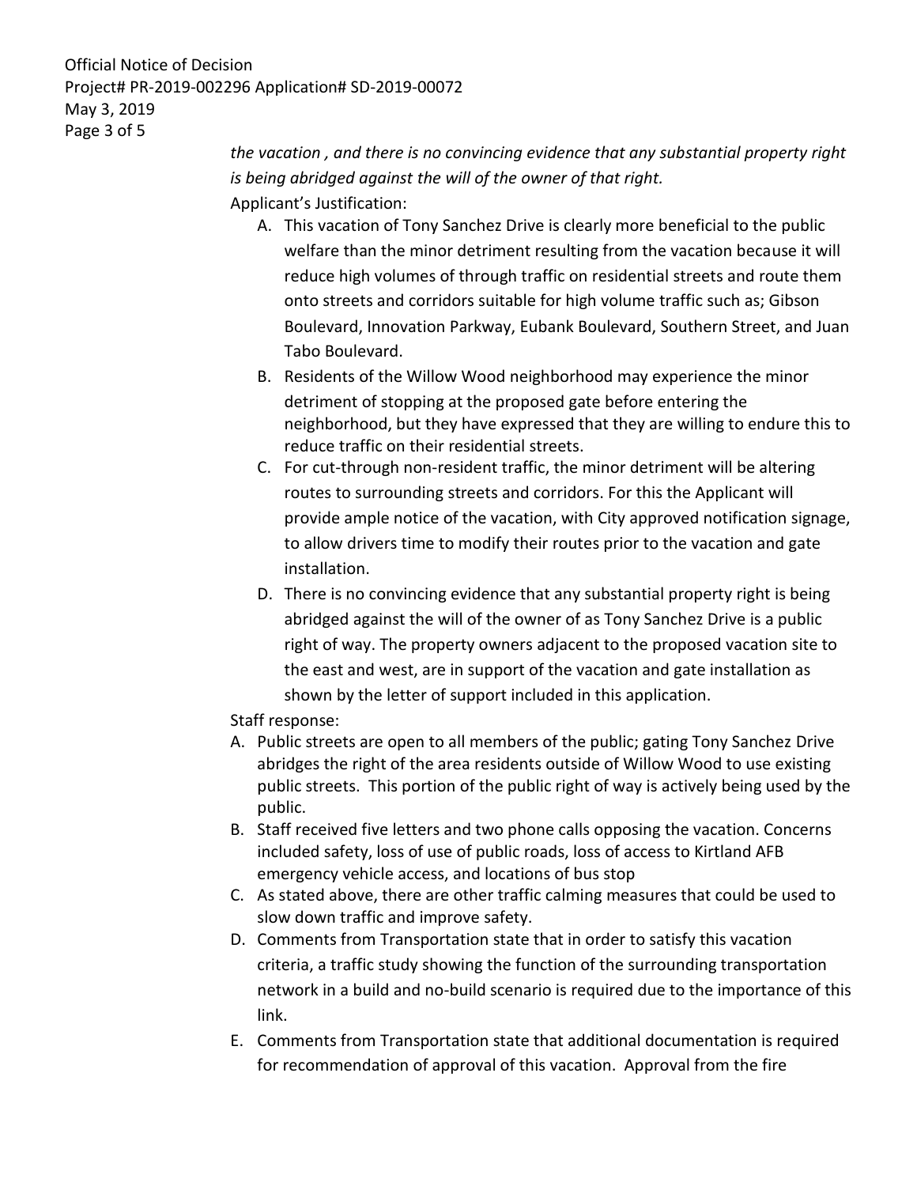*the vacation , and there is no convincing evidence that any substantial property right is being abridged against the will of the owner of that right.*

Applicant's Justification:

A. This vacation of Tony Sanchez Drive is clearly more beneficial to the public welfare than the minor detriment resulting from the vacation because it will reduce high volumes of through traffic on residential streets and route them onto streets and corridors suitable for high volume traffic such as; Gibson Boulevard, Innovation Parkway, Eubank Boulevard, Southern Street, and Juan Tabo Boulevard.
B. Residents of the Willow Wood neighborhood may experience the minor detriment of stopping at the proposed gate before entering the neighborhood, but they have expressed that they are willing to endure this to reduce traffic on their residential streets.
C. For cut-through non-resident traffic, the minor detriment will be altering routes to surrounding streets and corridors. For this the Applicant will provide ample notice of the vacation, with City approved notification signage, to allow drivers time to modify their routes prior to the vacation and gate installation.
D. There is no convincing evidence that any substantial property right is being abridged against the will of the owner of as Tony Sanchez Drive is a public right of way. The property owners adjacent to the proposed vacation site to the east and west, are in support of the vacation and gate installation as shown by the letter of support included in this application.

Staff response:

A. Public streets are open to all members of the public; gating Tony Sanchez Drive abridges the right of the area residents outside of Willow Wood to use existing public streets. This portion of the public right of way is actively being used by the public.
B. Staff received five letters and two phone calls opposing the vacation. Concerns included safety, loss of use of public roads, loss of access to Kirtland AFB emergency vehicle access, and locations of bus stop
C. As stated above, there are other traffic calming measures that could be used to slow down traffic and improve safety.
D. Comments from Transportation state that in order to satisfy this vacation criteria, a traffic study showing the function of the surrounding transportation network in a build and no-build scenario is required due to the importance of this link.
E. Comments from Transportation state that additional documentation is required for recommendation of approval of this vacation. Approval from the fire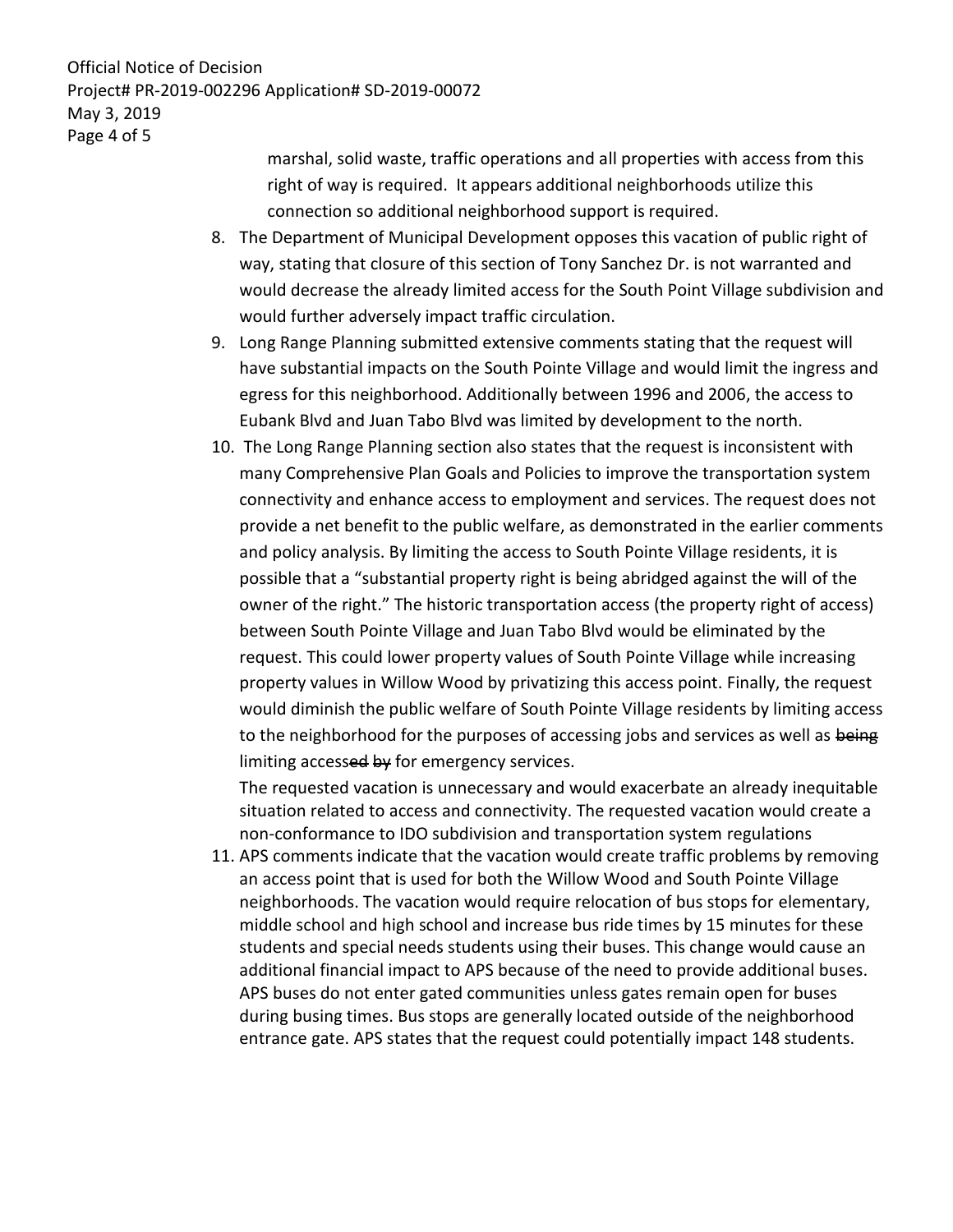marshal, solid waste, traffic operations and all properties with access from this right of way is required. It appears additional neighborhoods utilize this connection so additional neighborhood support is required.

8. The Department of Municipal Development opposes this vacation of public right of way, stating that closure of this section of Tony Sanchez Dr. is not warranted and would decrease the already limited access for the South Point Village subdivision and would further adversely impact traffic circulation.
9. Long Range Planning submitted extensive comments stating that the request will have substantial impacts on the South Pointe Village and would limit the ingress and egress for this neighborhood. Additionally between 1996 and 2006, the access to Eubank Blvd and Juan Tabo Blvd was limited by development to the north.
10. The Long Range Planning section also states that the request is inconsistent with many Comprehensive Plan Goals and Policies to improve the transportation system connectivity and enhance access to employment and services. The request does not provide a net benefit to the public welfare, as demonstrated in the earlier comments and policy analysis. By limiting the access to South Pointe Village residents, it is possible that a "substantial property right is being abridged against the will of the owner of the right." The historic transportation access (the property right of access) between South Pointe Village and Juan Tabo Blvd would be eliminated by the request. This could lower property values of South Pointe Village while increasing property values in Willow Wood by privatizing this access point. Finally, the request would diminish the public welfare of South Pointe Village residents by limiting access to the neighborhood for the purposes of accessing jobs and services as well as ~~being~~ limiting access~~ed by~~ for emergency services.

    The requested vacation is unnecessary and would exacerbate an already inequitable situation related to access and connectivity. The requested vacation would create a non-conformance to IDO subdivision and transportation system regulations
11. APS comments indicate that the vacation would create traffic problems by removing an access point that is used for both the Willow Wood and South Pointe Village neighborhoods. The vacation would require relocation of bus stops for elementary, middle school and high school and increase bus ride times by 15 minutes for these students and special needs students using their buses. This change would cause an additional financial impact to APS because of the need to provide additional buses. APS buses do not enter gated communities unless gates remain open for buses during busing times. Bus stops are generally located outside of the neighborhood entrance gate. APS states that the request could potentially impact 148 students.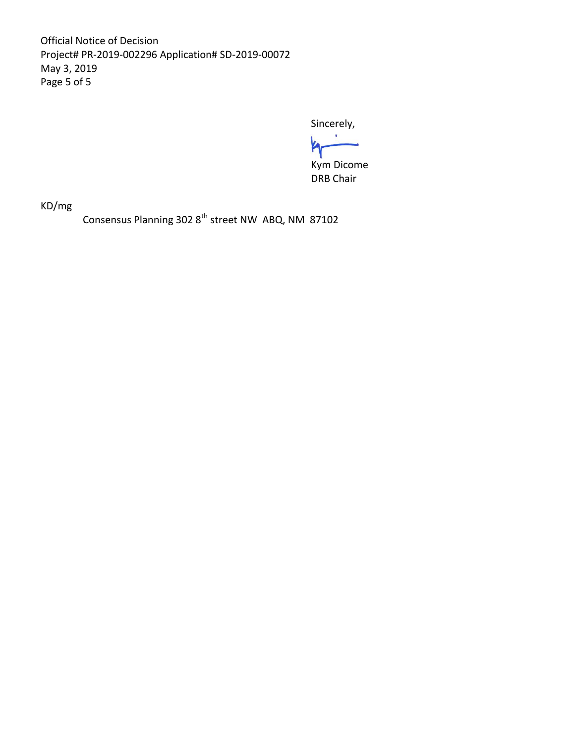Sincerely,

Kym Dicome
DRB Chair

KD/mg

Consensus Planning 302 8th street NW ABQ, NM 87102